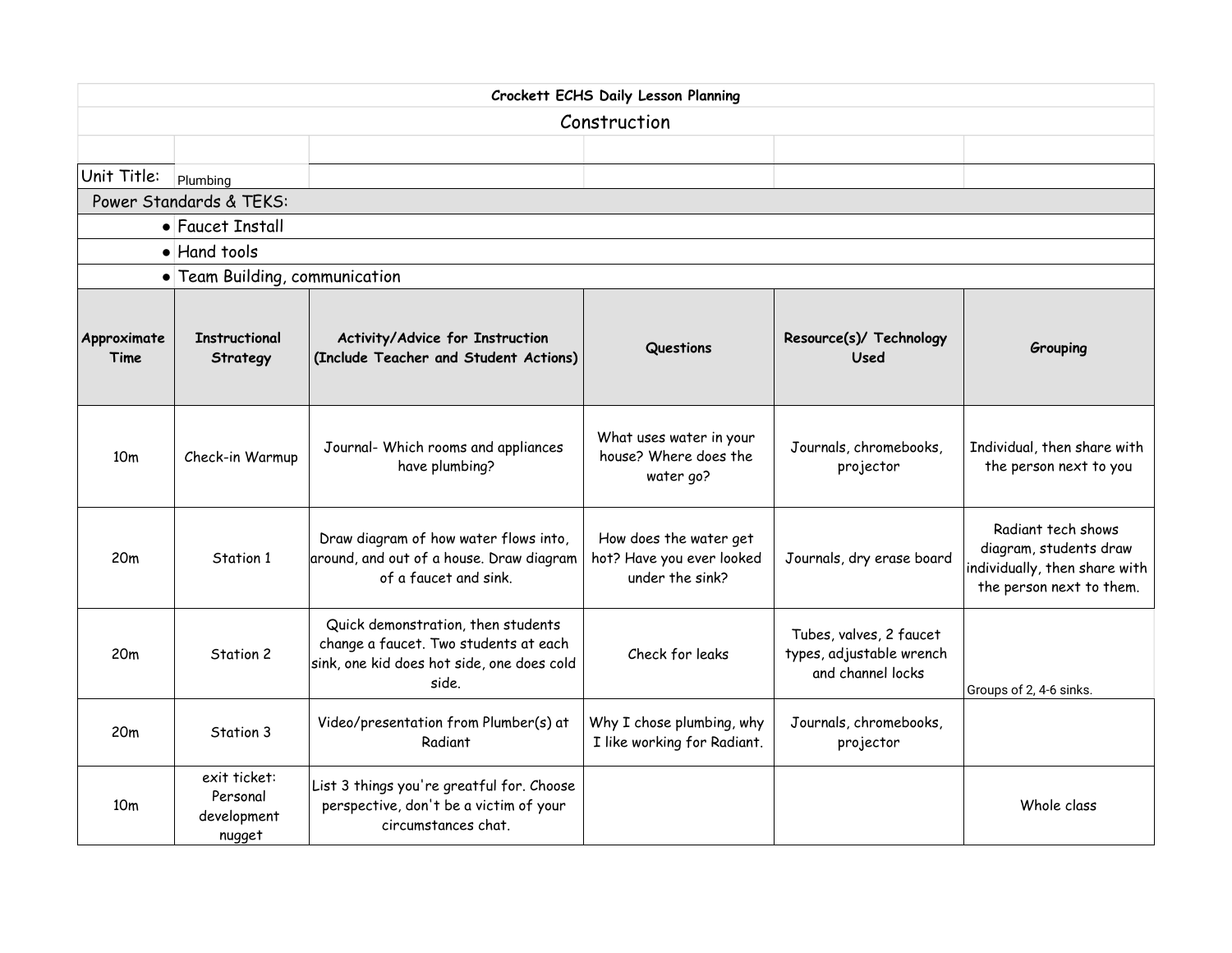**Crockett ECHS Daily Lesson Planning**

## Construction

**Unit Title:** Plumbing

**Power Standards & TEKS:**

- Faucet Install
- Hand tools
- Team Building, communication

| Approximate Time | Instructional Strategy | Activity/Advice for Instruction (Include Teacher and Student Actions) | Questions | Resource(s)/ Technology Used | Grouping |
|---|---|---|---|---|---|
| 10m | Check-in Warmup | Journal- Which rooms and appliances have plumbing? | What uses water in your house? Where does the water go? | Journals, chromebooks, projector | Individual, then share with the person next to you |
| 20m | Station 1 | Draw diagram of how water flows into, around, and out of a house. Draw diagram of a faucet and sink. | How does the water get hot? Have you ever looked under the sink? | Journals, dry erase board | Radiant tech shows diagram, students draw individually, then share with the person next to them. |
| 20m | Station 2 | Quick demonstration, then students change a faucet. Two students at each sink, one kid does hot side, one does cold side. | Check for leaks | Tubes, valves, 2 faucet types, adjustable wrench and channel locks | Groups of 2, 4-6 sinks. |
| 20m | Station 3 | Video/presentation from Plumber(s) at Radiant | Why I chose plumbing, why I like working for Radiant. | Journals, chromebooks, projector | |
| 10m | exit ticket: Personal development nugget | List 3 things you're greatful for. Choose perspective, don't be a victim of your circumstances chat. | | | Whole class |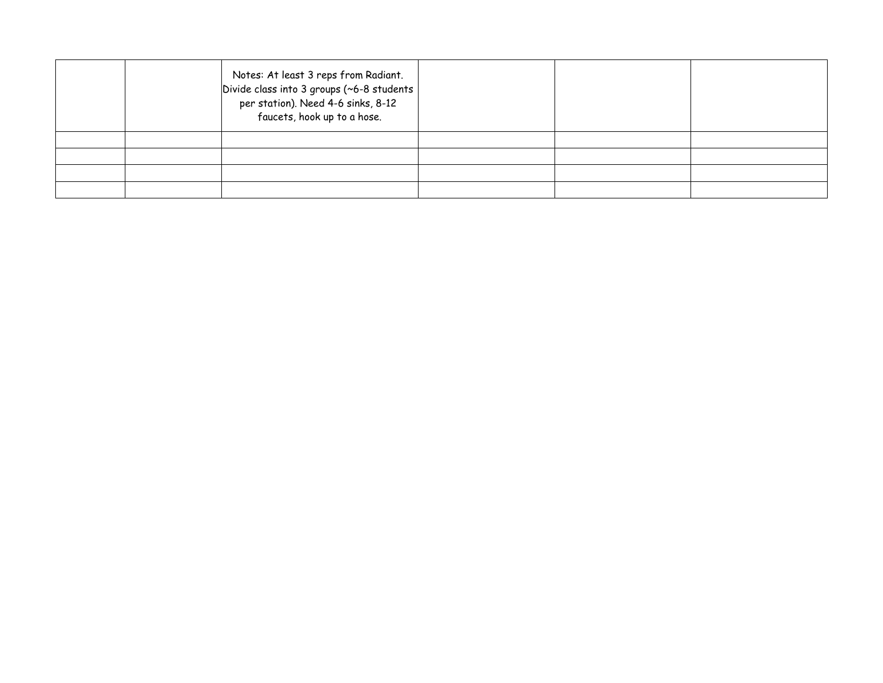| | | | | | |
|---|---|---|---|---|---|
| | | Notes: At least 3 reps from Radiant. Divide class into 3 groups (~6-8 students per station). Need 4-6 sinks, 8-12 faucets, hook up to a hose. | | | |
| | | | | | |
| | | | | | |
| | | | | | |
| | | | | | |